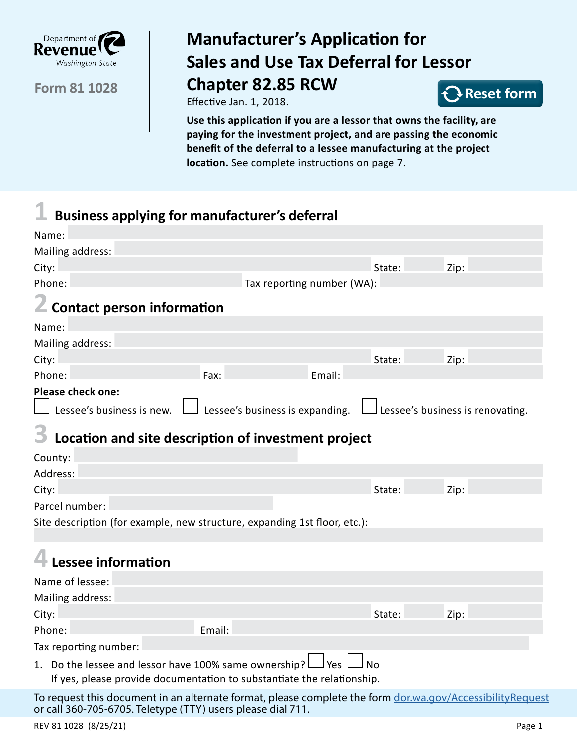Department of Revenue Washington State

**Form 81 1028**

# Manufacturer's Application for Sales and Use Tax Deferral for Lessor Chapter 82.85 RCW

Effective Jan. 1, 2018.

Reset form

**Use this application if you are a lessor that owns the facility, are paying for the investment project, and are passing the economic benefit of the deferral to a lessee manufacturing at the project location.** See complete instructions on page 7.

## 1 Business applying for manufacturer's deferral

Name:

Mailing address:

City: State: Zip:

Phone: Tax reporting number (WA):

## 2 Contact person information

Name:

Mailing address:

City: State: Zip:

Phone: Fax: Email:

**Please check one:**

☐ Lessee's business is new. ☐ Lessee's business is expanding. ☐ Lessee's business is renovating.

## 3 Location and site description of investment project

County:

Address:

City: State: Zip:

Parcel number:

Site description (for example, new structure, expanding 1st floor, etc.):

## 4 Lessee information

Name of lessee:

Mailing address:

City: State: Zip:

Phone: Email:

Tax reporting number:

1. Do the lessee and lessor have 100% same ownership? ☐ Yes ☐ No
   If yes, please provide documentation to substantiate the relationship.

To request this document in an alternate format, please complete the form dor.wa.gov/AccessibilityRequest or call 360-705-6705. Teletype (TTY) users please dial 711.

REV 81 1028 (8/25/21)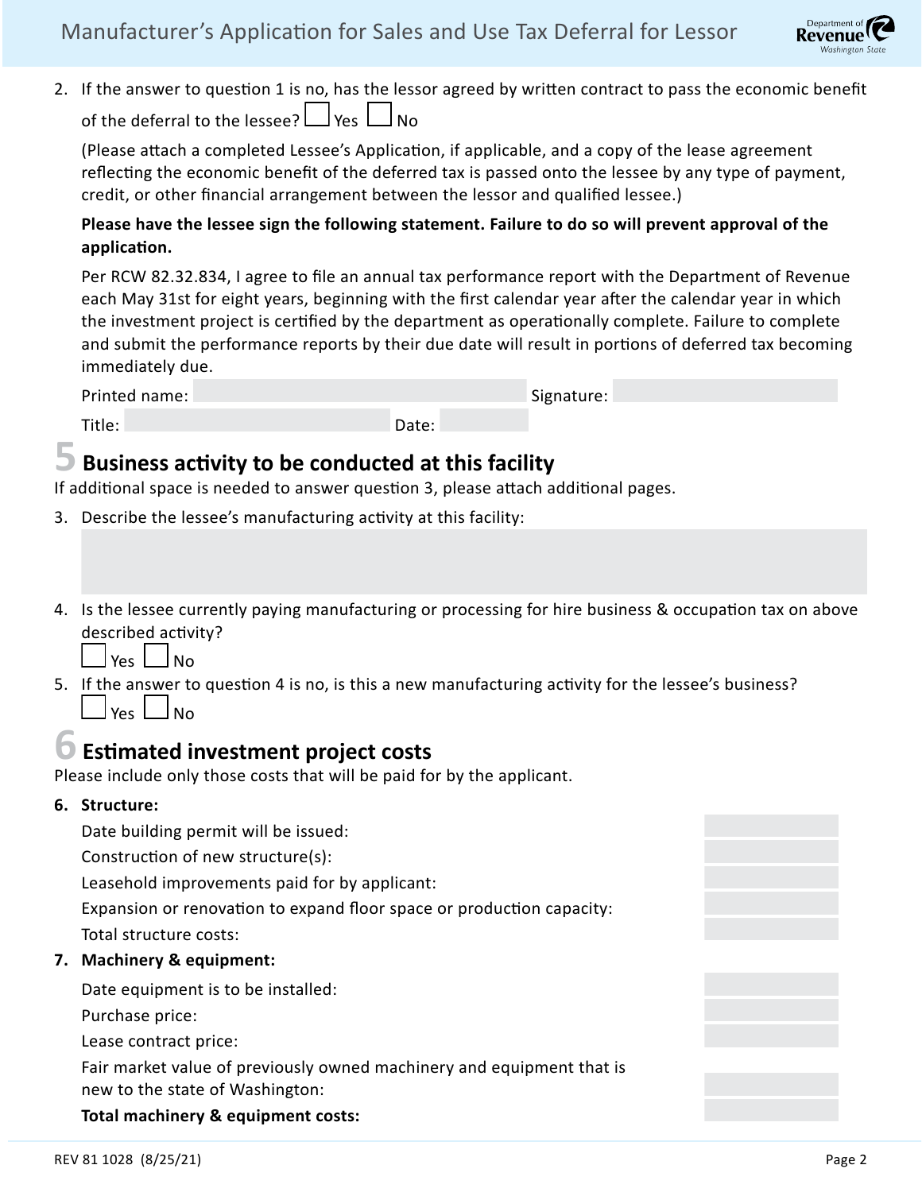2. If the answer to question 1 is no, has the lessor agreed by written contract to pass the economic benefit of the deferral to the lessee? ☐ Yes ☐ No

   (Please attach a completed Lessee's Application, if applicable, and a copy of the lease agreement reflecting the economic benefit of the deferred tax is passed onto the lessee by any type of payment, credit, or other financial arrangement between the lessor and qualified lessee.)

   **Please have the lessee sign the following statement. Failure to do so will prevent approval of the application.**

   Per RCW 82.32.834, I agree to file an annual tax performance report with the Department of Revenue each May 31st for eight years, beginning with the first calendar year after the calendar year in which the investment project is certified by the department as operationally complete. Failure to complete and submit the performance reports by their due date will result in portions of deferred tax becoming immediately due.

   Printed name: \_\_\_\_\_\_\_\_\_\_ Signature: \_\_\_\_\_\_\_\_\_\_

   Title: \_\_\_\_\_\_\_\_\_\_ Date: \_\_\_\_\_\_\_\_\_\_

## 5 Business activity to be conducted at this facility

If additional space is needed to answer question 3, please attach additional pages.

3. Describe the lessee's manufacturing activity at this facility:

4. Is the lessee currently paying manufacturing or processing for hire business & occupation tax on above described activity?
   ☐ Yes ☐ No

5. If the answer to question 4 is no, is this a new manufacturing activity for the lessee's business?
   ☐ Yes ☐ No

## 6 Estimated investment project costs

Please include only those costs that will be paid for by the applicant.

**6. Structure:**

| | |
|---|---|
| Date building permit will be issued: | |
| Construction of new structure(s): | |
| Leasehold improvements paid for by applicant: | |
| Expansion or renovation to expand floor space or production capacity: | |
| Total structure costs: | |

**7. Machinery & equipment:**

| | |
|---|---|
| Date equipment is to be installed: | |
| Purchase price: | |
| Lease contract price: | |
| Fair market value of previously owned machinery and equipment that is new to the state of Washington: | |
| **Total machinery & equipment costs:** | |

REV 81 1028 (8/25/21)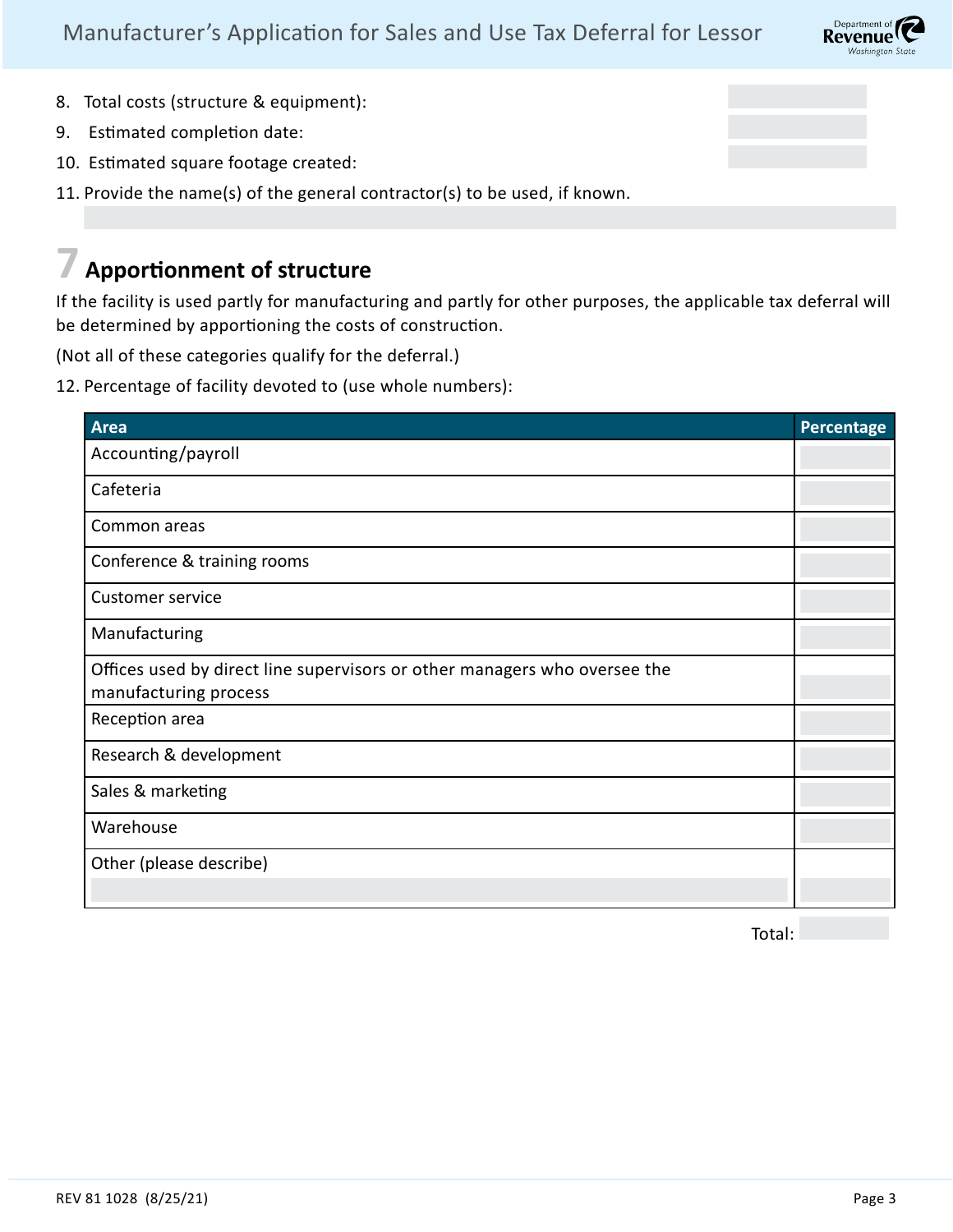8. Total costs (structure & equipment):
9. Estimated completion date:
10. Estimated square footage created:
11. Provide the name(s) of the general contractor(s) to be used, if known.

## 7 Apportionment of structure

If the facility is used partly for manufacturing and partly for other purposes, the applicable tax deferral will be determined by apportioning the costs of construction.

(Not all of these categories qualify for the deferral.)

12. Percentage of facility devoted to (use whole numbers):

| Area | Percentage |
|---|---|
| Accounting/payroll | |
| Cafeteria | |
| Common areas | |
| Conference & training rooms | |
| Customer service | |
| Manufacturing | |
| Offices used by direct line supervisors or other managers who oversee the manufacturing process | |
| Reception area | |
| Research & development | |
| Sales & marketing | |
| Warehouse | |
| Other (please describe) | |

Total: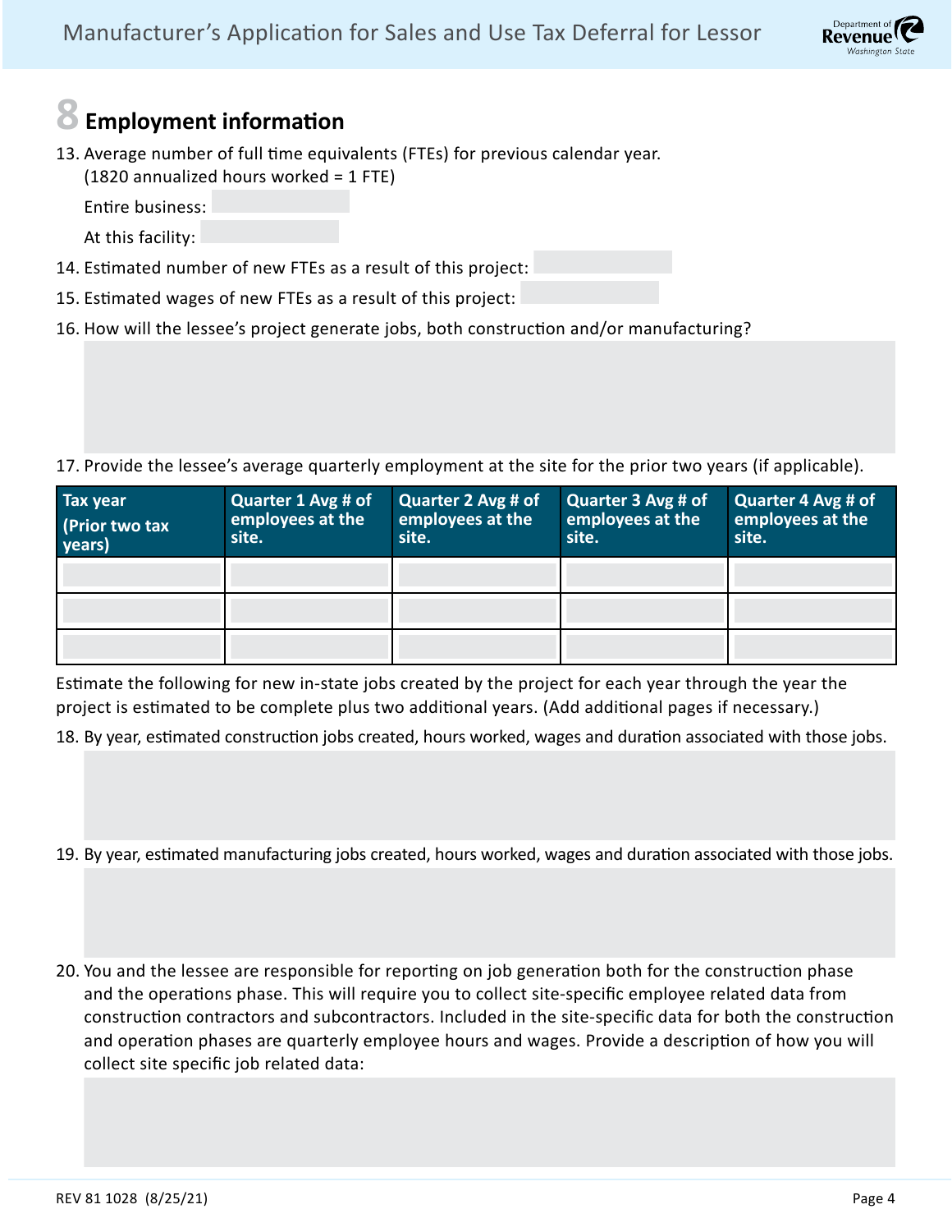## 8 Employment information

13. Average number of full time equivalents (FTEs) for previous calendar year. (1820 annualized hours worked = 1 FTE)

    Entire business:

    At this facility:

14. Estimated number of new FTEs as a result of this project:

15. Estimated wages of new FTEs as a result of this project:

16. How will the lessee's project generate jobs, both construction and/or manufacturing?

17. Provide the lessee's average quarterly employment at the site for the prior two years (if applicable).

| Tax year (Prior two tax years) | Quarter 1 Avg # of employees at the site. | Quarter 2 Avg # of employees at the site. | Quarter 3 Avg # of employees at the site. | Quarter 4 Avg # of employees at the site. |
|---|---|---|---|---|
| | | | | |
| | | | | |
| | | | | |

Estimate the following for new in-state jobs created by the project for each year through the year the project is estimated to be complete plus two additional years. (Add additional pages if necessary.)

18. By year, estimated construction jobs created, hours worked, wages and duration associated with those jobs.

19. By year, estimated manufacturing jobs created, hours worked, wages and duration associated with those jobs.

20. You and the lessee are responsible for reporting on job generation both for the construction phase and the operations phase. This will require you to collect site-specific employee related data from construction contractors and subcontractors. Included in the site-specific data for both the construction and operation phases are quarterly employee hours and wages. Provide a description of how you will collect site specific job related data: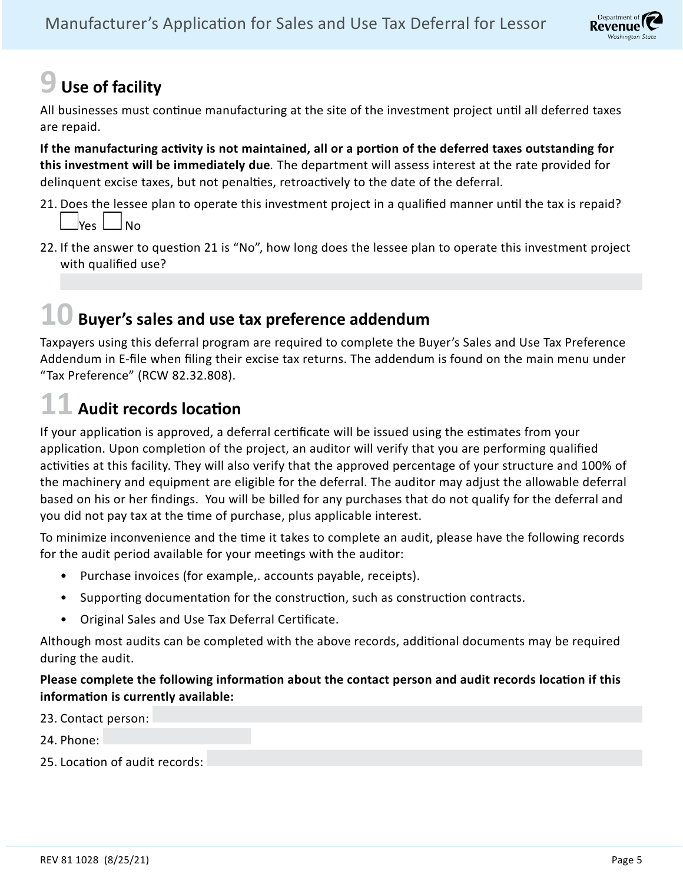## 9 Use of facility

All businesses must continue manufacturing at the site of the investment project until all deferred taxes are repaid.

**If the manufacturing activity is not maintained, all or a portion of the deferred taxes outstanding for this investment will be immediately due***.* The department will assess interest at the rate provided for delinquent excise taxes, but not penalties, retroactively to the date of the deferral.

21. Does the lessee plan to operate this investment project in a qualified manner until the tax is repaid?
    ☐ Yes ☐ No
22. If the answer to question 21 is "No", how long does the lessee plan to operate this investment project with qualified use?

## 10 Buyer's sales and use tax preference addendum

Taxpayers using this deferral program are required to complete the Buyer's Sales and Use Tax Preference Addendum in E-file when filing their excise tax returns. The addendum is found on the main menu under "Tax Preference" (RCW 82.32.808).

## 11 Audit records location

If your application is approved, a deferral certificate will be issued using the estimates from your application. Upon completion of the project, an auditor will verify that you are performing qualified activities at this facility. They will also verify that the approved percentage of your structure and 100% of the machinery and equipment are eligible for the deferral. The auditor may adjust the allowable deferral based on his or her findings. You will be billed for any purchases that do not qualify for the deferral and you did not pay tax at the time of purchase, plus applicable interest.

To minimize inconvenience and the time it takes to complete an audit, please have the following records for the audit period available for your meetings with the auditor:

- Purchase invoices (for example,. accounts payable, receipts).
- Supporting documentation for the construction, such as construction contracts.
- Original Sales and Use Tax Deferral Certificate.

Although most audits can be completed with the above records, additional documents may be required during the audit.

**Please complete the following information about the contact person and audit records location if this information is currently available:**

23. Contact person:
24. Phone:
25. Location of audit records:

REV 81 1028 (8/25/21)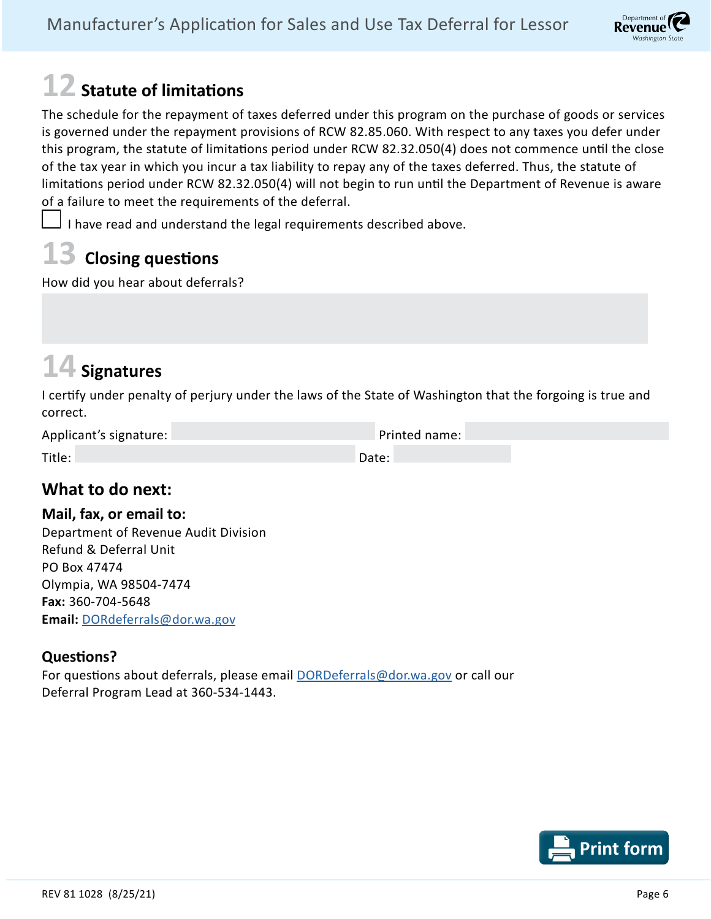## 12 Statute of limitations

The schedule for the repayment of taxes deferred under this program on the purchase of goods or services is governed under the repayment provisions of RCW 82.85.060. With respect to any taxes you defer under this program, the statute of limitations period under RCW 82.32.050(4) does not commence until the close of the tax year in which you incur a tax liability to repay any of the taxes deferred. Thus, the statute of limitations period under RCW 82.32.050(4) will not begin to run until the Department of Revenue is aware of a failure to meet the requirements of the deferral.

☐ I have read and understand the legal requirements described above.

## 13 Closing questions

How did you hear about deferrals?

## 14 Signatures

I certify under penalty of perjury under the laws of the State of Washington that the forgoing is true and correct.

Applicant's signature: ____________ Printed name: ____________

Title: ____________ Date: ____________

## What to do next:

### Mail, fax, or email to:

Department of Revenue Audit Division
Refund & Deferral Unit
PO Box 47474
Olympia, WA 98504-7474
**Fax:** 360-704-5648
**Email:** DORdeferrals@dor.wa.gov

### Questions?

For questions about deferrals, please email DORDeferrals@dor.wa.gov or call our Deferral Program Lead at 360-534-1443.

REV 81 1028 (8/25/21)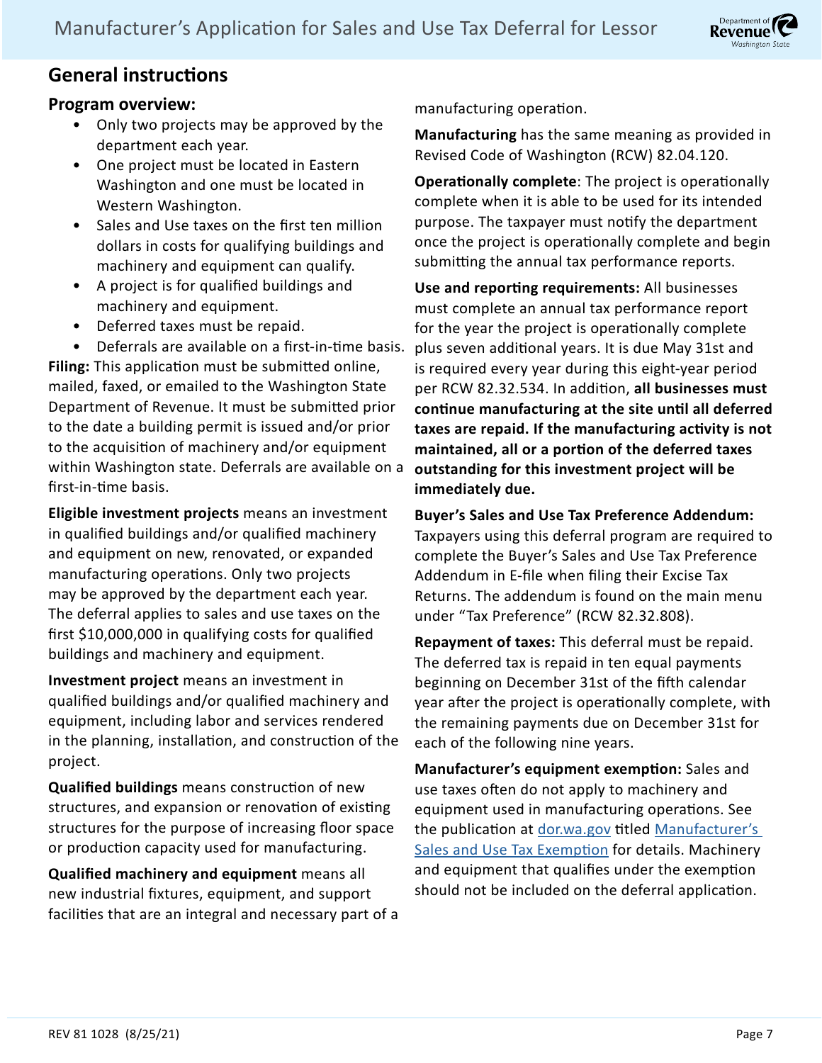## General instructions

### Program overview:

- Only two projects may be approved by the department each year.
- One project must be located in Eastern Washington and one must be located in Western Washington.
- Sales and Use taxes on the first ten million dollars in costs for qualifying buildings and machinery and equipment can qualify.
- A project is for qualified buildings and machinery and equipment.
- Deferred taxes must be repaid.
- Deferrals are available on a first-in-time basis.

**Filing:** This application must be submitted online, mailed, faxed, or emailed to the Washington State Department of Revenue. It must be submitted prior to the date a building permit is issued and/or prior to the acquisition of machinery and/or equipment within Washington state. Deferrals are available on a first-in-time basis.

**Eligible investment projects** means an investment in qualified buildings and/or qualified machinery and equipment on new, renovated, or expanded manufacturing operations. Only two projects may be approved by the department each year. The deferral applies to sales and use taxes on the first $10,000,000 in qualifying costs for qualified buildings and machinery and equipment.

**Investment project** means an investment in qualified buildings and/or qualified machinery and equipment, including labor and services rendered in the planning, installation, and construction of the project.

**Qualified buildings** means construction of new structures, and expansion or renovation of existing structures for the purpose of increasing floor space or production capacity used for manufacturing.

**Qualified machinery and equipment** means all new industrial fixtures, equipment, and support facilities that are an integral and necessary part of a manufacturing operation.

**Manufacturing** has the same meaning as provided in Revised Code of Washington (RCW) 82.04.120.

**Operationally complete**: The project is operationally complete when it is able to be used for its intended purpose. The taxpayer must notify the department once the project is operationally complete and begin submitting the annual tax performance reports.

**Use and reporting requirements:** All businesses must complete an annual tax performance report for the year the project is operationally complete plus seven additional years. It is due May 31st and is required every year during this eight-year period per RCW 82.32.534. In addition, **all businesses must continue manufacturing at the site until all deferred taxes are repaid. If the manufacturing activity is not maintained, all or a portion of the deferred taxes outstanding for this investment project will be immediately due.**

**Buyer's Sales and Use Tax Preference Addendum:** Taxpayers using this deferral program are required to complete the Buyer's Sales and Use Tax Preference Addendum in E-file when filing their Excise Tax Returns. The addendum is found on the main menu under "Tax Preference" (RCW 82.32.808).

**Repayment of taxes:** This deferral must be repaid. The deferred tax is repaid in ten equal payments beginning on December 31st of the fifth calendar year after the project is operationally complete, with the remaining payments due on December 31st for each of the following nine years.

**Manufacturer's equipment exemption:** Sales and use taxes often do not apply to machinery and equipment used in manufacturing operations. See the publication at [dor.wa.gov](dor.wa.gov) titled [Manufacturer's Sales and Use Tax Exemption]() for details. Machinery and equipment that qualifies under the exemption should not be included on the deferral application.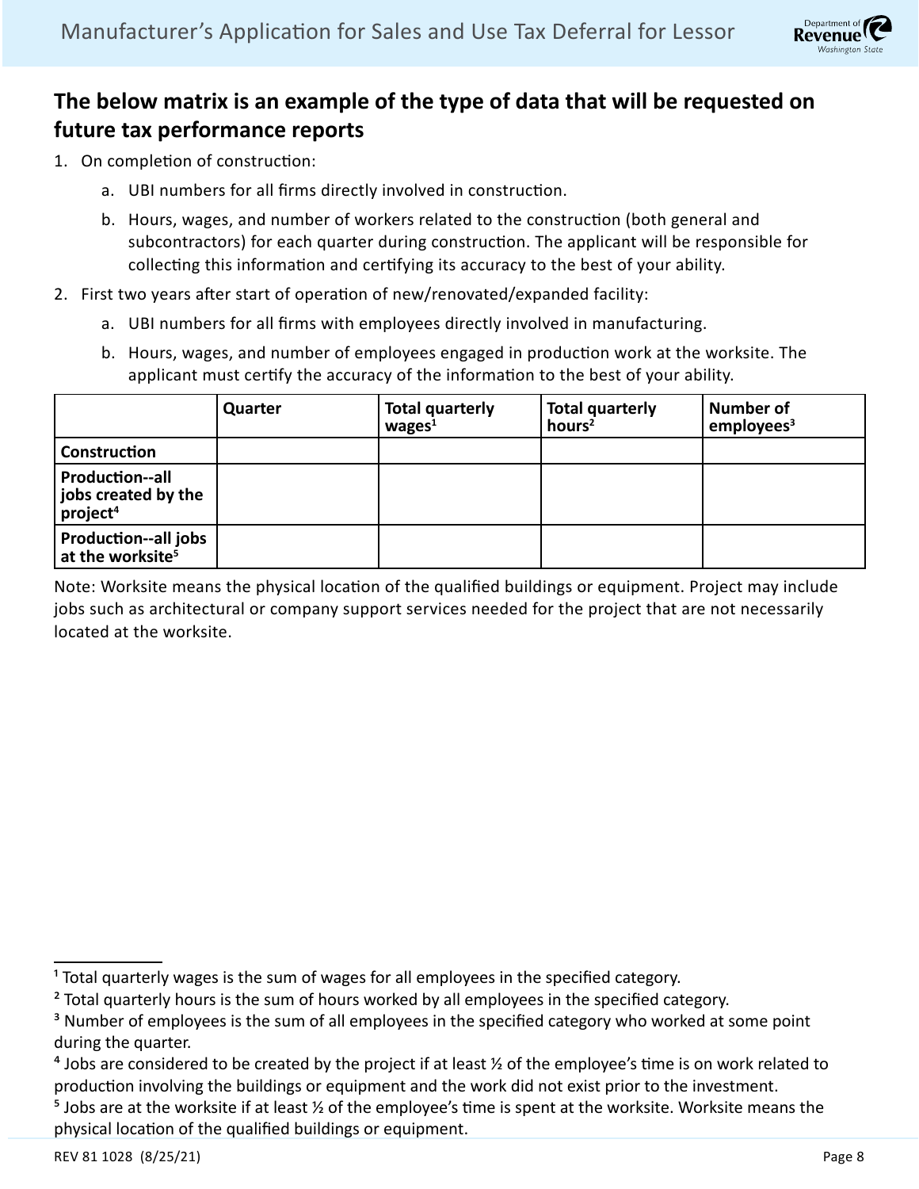## The below matrix is an example of the type of data that will be requested on future tax performance reports

1. On completion of construction:
   a. UBI numbers for all firms directly involved in construction.
   b. Hours, wages, and number of workers related to the construction (both general and subcontractors) for each quarter during construction. The applicant will be responsible for collecting this information and certifying its accuracy to the best of your ability.
2. First two years after start of operation of new/renovated/expanded facility:
   a. UBI numbers for all firms with employees directly involved in manufacturing.
   b. Hours, wages, and number of employees engaged in production work at the worksite. The applicant must certify the accuracy of the information to the best of your ability.

| | Quarter | Total quarterly wages[1] | Total quarterly hours[2] | Number of employees[3] |
|---|---|---|---|---|
| **Construction** | | | | |
| **Production--all jobs created by the project[4]** | | | | |
| **Production--all jobs at the worksite[5]** | | | | |

Note: Worksite means the physical location of the qualified buildings or equipment. Project may include jobs such as architectural or company support services needed for the project that are not necessarily located at the worksite.

[1] Total quarterly wages is the sum of wages for all employees in the specified category.

[2] Total quarterly hours is the sum of hours worked by all employees in the specified category.

[3] Number of employees is the sum of all employees in the specified category who worked at some point during the quarter.

[4] Jobs are considered to be created by the project if at least ½ of the employee's time is on work related to production involving the buildings or equipment and the work did not exist prior to the investment.

[5] Jobs are at the worksite if at least ½ of the employee's time is spent at the worksite. Worksite means the physical location of the qualified buildings or equipment.